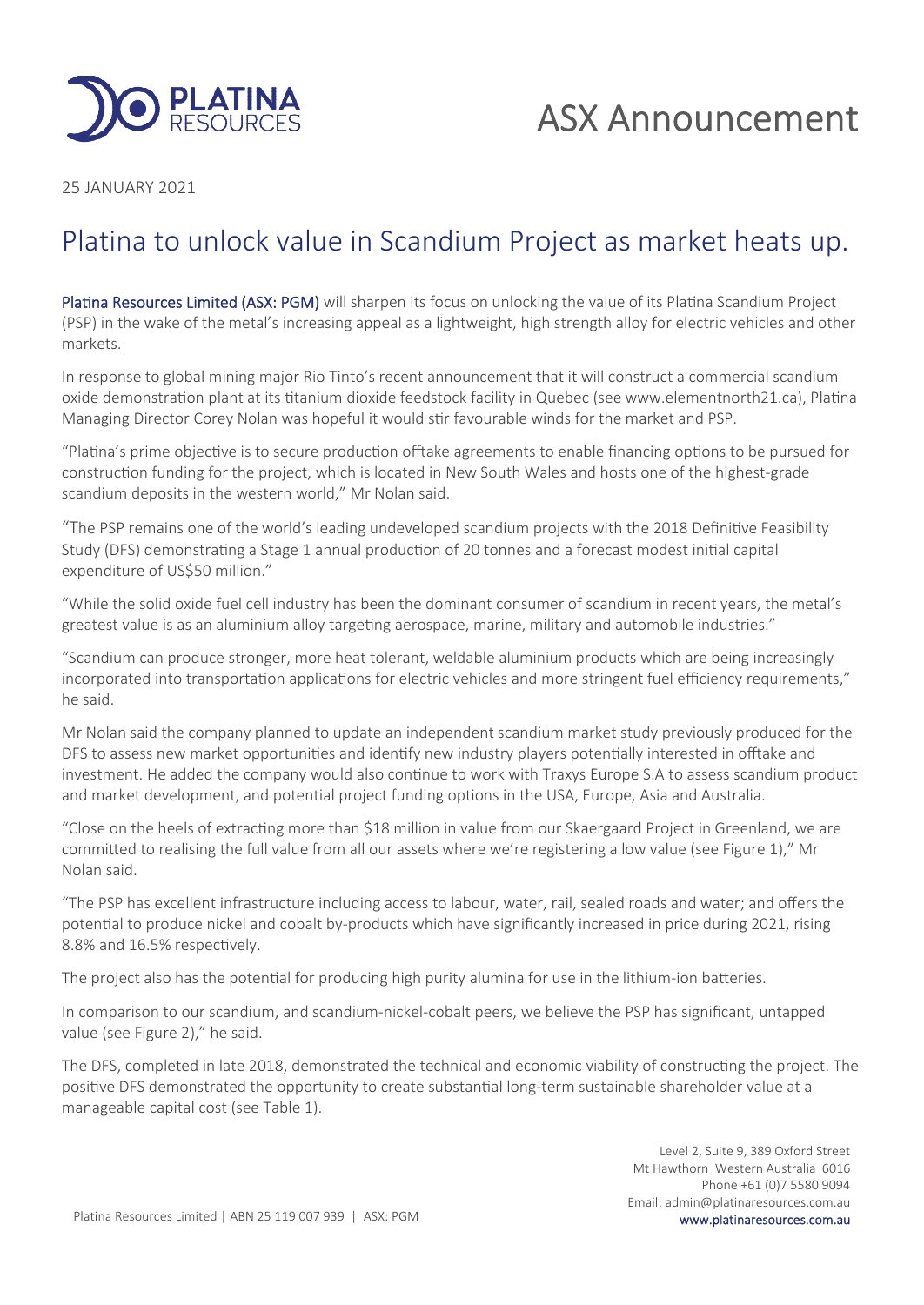# ASX Announcement

25 JANUARY 2021

## Platina to unlock value in Scandium Project as market heats up.

**Platina Resources Limited (ASX: PGM)** will sharpen its focus on unlocking the value of its Platina Scandium Project (PSP) in the wake of the metal's increasing appeal as a lightweight, high strength alloy for electric vehicles and other markets.

In response to global mining major Rio Tinto's recent announcement that it will construct a commercial scandium oxide demonstration plant at its titanium dioxide feedstock facility in Quebec (see www.elementnorth21.ca), Platina Managing Director Corey Nolan was hopeful it would stir favourable winds for the market and PSP.

"Platina's prime objective is to secure production offtake agreements to enable financing options to be pursued for construction funding for the project, which is located in New South Wales and hosts one of the highest-grade scandium deposits in the western world," Mr Nolan said.

"The PSP remains one of the world's leading undeveloped scandium projects with the 2018 Definitive Feasibility Study (DFS) demonstrating a Stage 1 annual production of 20 tonnes and a forecast modest initial capital expenditure of US$50 million."

"While the solid oxide fuel cell industry has been the dominant consumer of scandium in recent years, the metal's greatest value is as an aluminium alloy targeting aerospace, marine, military and automobile industries."

"Scandium can produce stronger, more heat tolerant, weldable aluminium products which are being increasingly incorporated into transportation applications for electric vehicles and more stringent fuel efficiency requirements," he said.

Mr Nolan said the company planned to update an independent scandium market study previously produced for the DFS to assess new market opportunities and identify new industry players potentially interested in offtake and investment. He added the company would also continue to work with Traxys Europe S.A to assess scandium product and market development, and potential project funding options in the USA, Europe, Asia and Australia.

"Close on the heels of extracting more than $18 million in value from our Skaergaard Project in Greenland, we are committed to realising the full value from all our assets where we're registering a low value (see Figure 1)," Mr Nolan said.

"The PSP has excellent infrastructure including access to labour, water, rail, sealed roads and water; and offers the potential to produce nickel and cobalt by-products which have significantly increased in price during 2021, rising 8.8% and 16.5% respectively.

The project also has the potential for producing high purity alumina for use in the lithium-ion batteries.

In comparison to our scandium, and scandium-nickel-cobalt peers, we believe the PSP has significant, untapped value (see Figure 2)," he said.

The DFS, completed in late 2018, demonstrated the technical and economic viability of constructing the project. The positive DFS demonstrated the opportunity to create substantial long-term sustainable shareholder value at a manageable capital cost (see Table 1).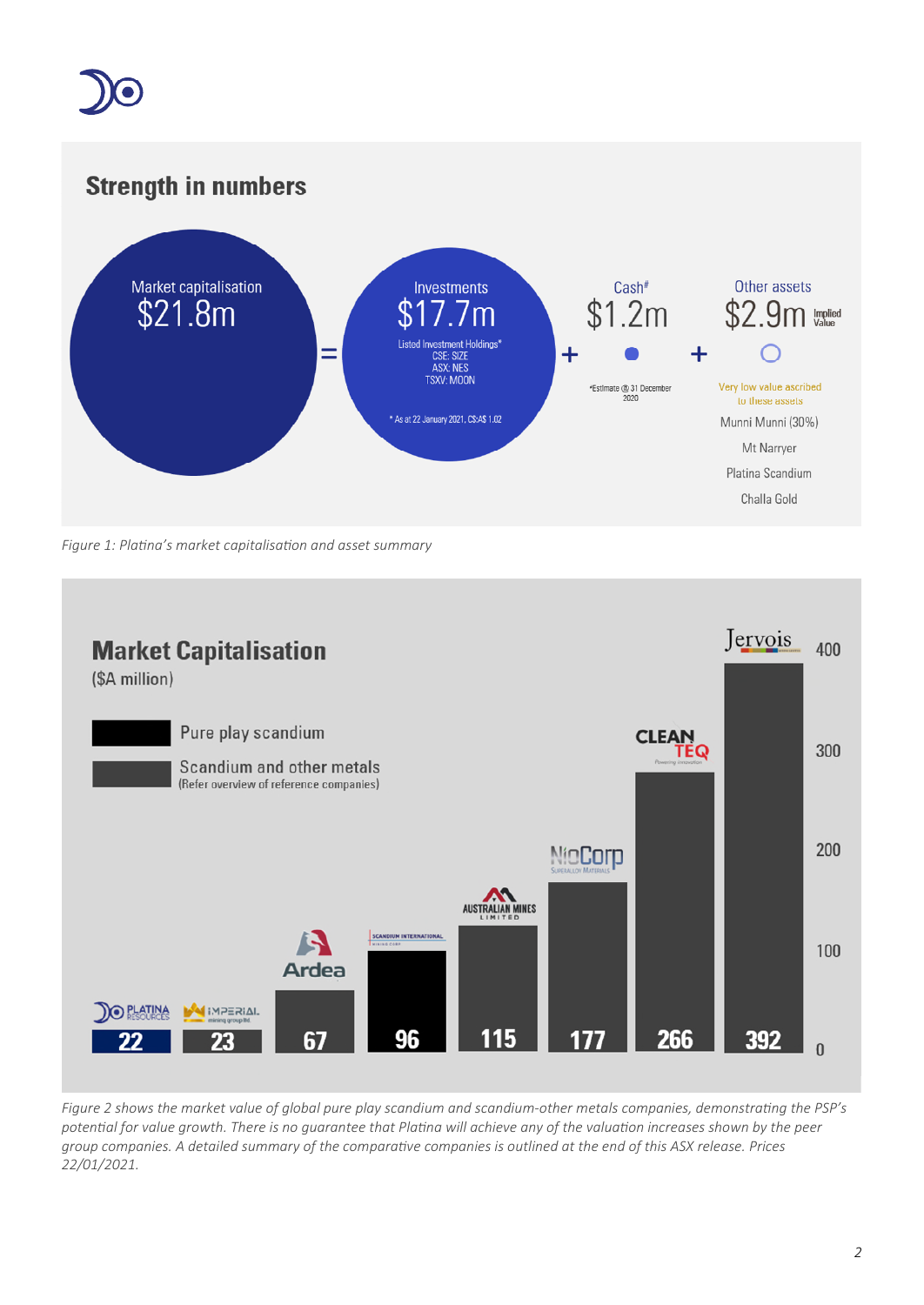## Strength in numbers

Market capitalisation
$21.8m

=

Investments
$17.7m

Listed Investment Holdings*
CSE: SIZE
ASX: NES
TSXV: MOON

* As at 22 January 2021, C$:A$ 1.02

+

Cash#
$1.2m

#Estimate @ 31 December 2020

+

Other assets
$2.9m Implied Value

Very low value ascribed to these assets

Munni Munni (30%)

Mt Narryer

Platina Scandium

Challa Gold

*Figure 1: Platina's market capitalisation and asset summary*

## Market Capitalisation

($A million)

Pure play scandium

Scandium and other metals
(Refer overview of reference companies)

| Company | Market Capitalisation ($A million) |
|---|---|
| Platina Resources | 22 |
| Imperial Mining Group | 23 |
| Ardea | 67 |
| Scandium International Mining Corp | 96 |
| Australian Mines Limited | 115 |
| NioCorp | 177 |
| Clean TeQ | 266 |
| Jervois | 392 |

*Figure 2 shows the market value of global pure play scandium and scandium-other metals companies, demonstrating the PSP's potential for value growth. There is no guarantee that Platina will achieve any of the valuation increases shown by the peer group companies. A detailed summary of the comparative companies is outlined at the end of this ASX release. Prices 22/01/2021.*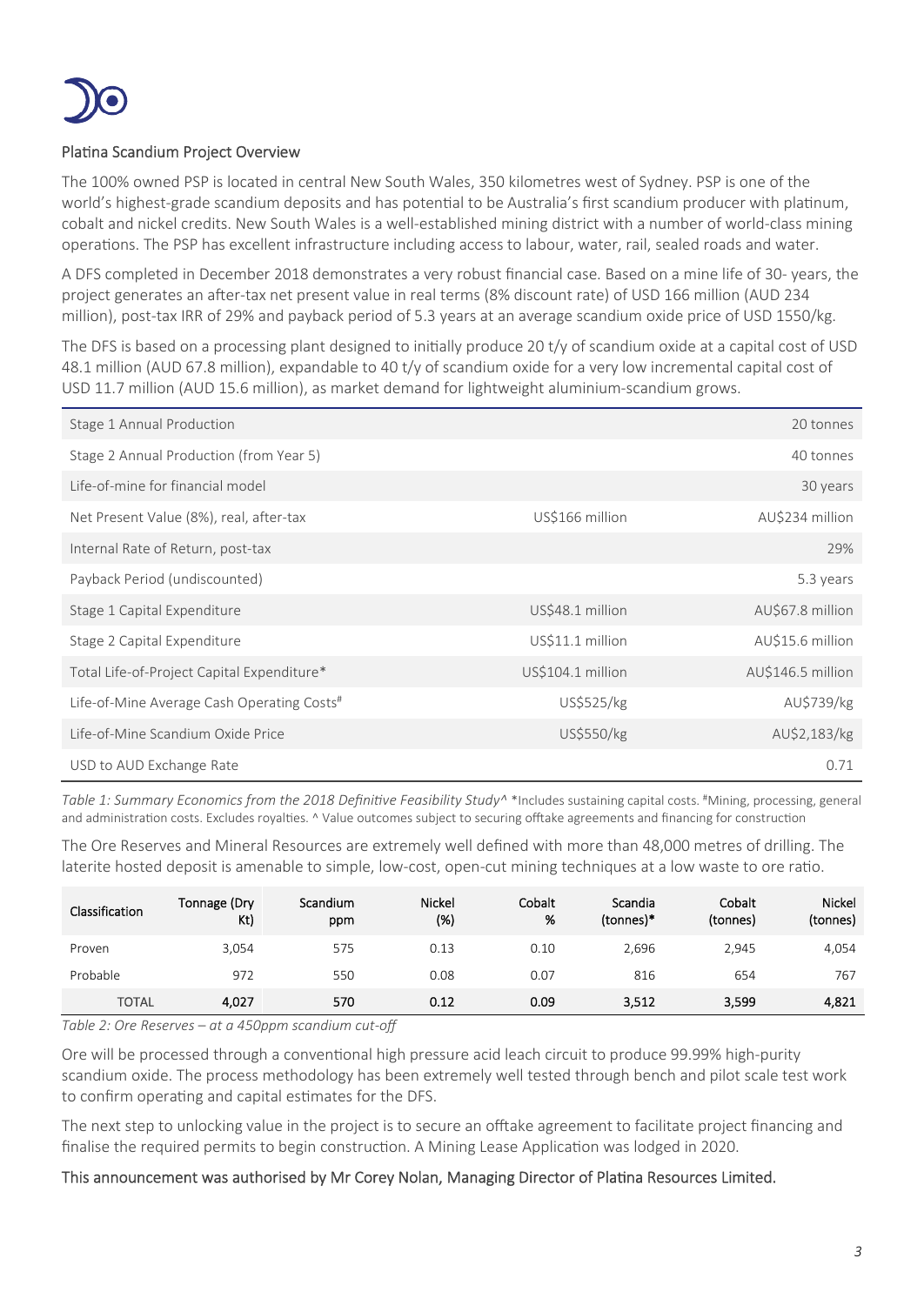## Platina Scandium Project Overview

The 100% owned PSP is located in central New South Wales, 350 kilometres west of Sydney. PSP is one of the world's highest-grade scandium deposits and has potential to be Australia's first scandium producer with platinum, cobalt and nickel credits. New South Wales is a well-established mining district with a number of world-class mining operations. The PSP has excellent infrastructure including access to labour, water, rail, sealed roads and water.

A DFS completed in December 2018 demonstrates a very robust financial case. Based on a mine life of 30- years, the project generates an after-tax net present value in real terms (8% discount rate) of USD 166 million (AUD 234 million), post-tax IRR of 29% and payback period of 5.3 years at an average scandium oxide price of USD 1550/kg.

The DFS is based on a processing plant designed to initially produce 20 t/y of scandium oxide at a capital cost of USD 48.1 million (AUD 67.8 million), expandable to 40 t/y of scandium oxide for a very low incremental capital cost of USD 11.7 million (AUD 15.6 million), as market demand for lightweight aluminium-scandium grows.

| | | |
|---|---|---|
| Stage 1 Annual Production | | 20 tonnes |
| Stage 2 Annual Production (from Year 5) | | 40 tonnes |
| Life-of-mine for financial model | | 30 years |
| Net Present Value (8%), real, after-tax | US$166 million | AU$234 million |
| Internal Rate of Return, post-tax | | 29% |
| Payback Period (undiscounted) | | 5.3 years |
| Stage 1 Capital Expenditure | US$48.1 million | AU$67.8 million |
| Stage 2 Capital Expenditure | US$11.1 million | AU$15.6 million |
| Total Life-of-Project Capital Expenditure* | US$104.1 million | AU$146.5 million |
| Life-of-Mine Average Cash Operating Costs# | US$525/kg | AU$739/kg |
| Life-of-Mine Scandium Oxide Price | US$550/kg | AU$2,183/kg |
| USD to AUD Exchange Rate | | 0.71 |

*Table 1: Summary Economics from the 2018 Definitive Feasibility Study^* *Includes sustaining capital costs. #Mining, processing, general and administration costs. Excludes royalties. ^ Value outcomes subject to securing offtake agreements and financing for construction

The Ore Reserves and Mineral Resources are extremely well defined with more than 48,000 metres of drilling. The laterite hosted deposit is amenable to simple, low-cost, open-cut mining techniques at a low waste to ore ratio.

| Classification | Tonnage (Dry Kt) | Scandium ppm | Nickel (%) | Cobalt % | Scandia (tonnes)* | Cobalt (tonnes) | Nickel (tonnes) |
|---|---|---|---|---|---|---|---|
| Proven | 3,054 | 575 | 0.13 | 0.10 | 2,696 | 2,945 | 4,054 |
| Probable | 972 | 550 | 0.08 | 0.07 | 816 | 654 | 767 |
| **TOTAL** | **4,027** | **570** | **0.12** | **0.09** | **3,512** | **3,599** | **4,821** |

*Table 2: Ore Reserves – at a 450ppm scandium cut-off*

Ore will be processed through a conventional high pressure acid leach circuit to produce 99.99% high-purity scandium oxide. The process methodology has been extremely well tested through bench and pilot scale test work to confirm operating and capital estimates for the DFS.

The next step to unlocking value in the project is to secure an offtake agreement to facilitate project financing and finalise the required permits to begin construction. A Mining Lease Application was lodged in 2020.

This announcement was authorised by Mr Corey Nolan, Managing Director of Platina Resources Limited.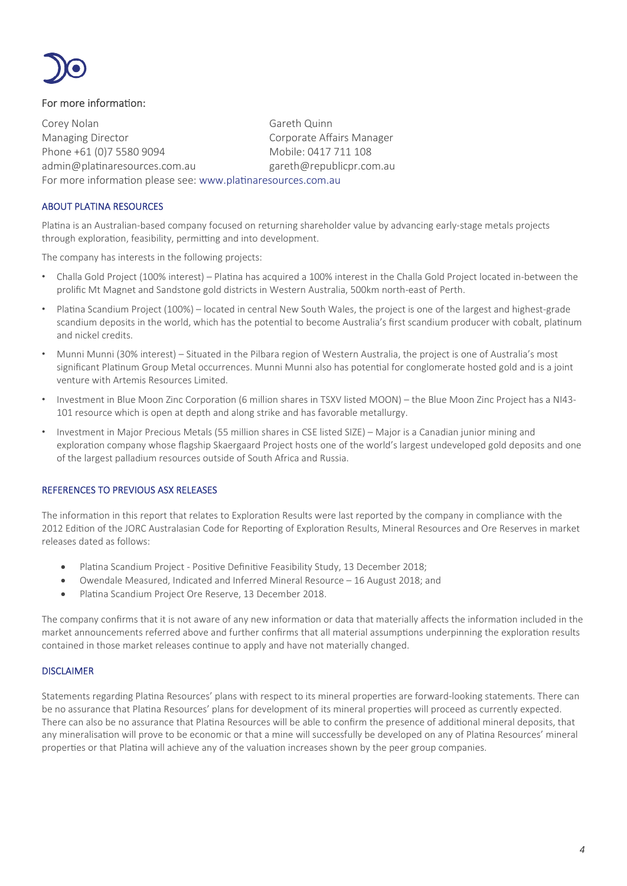For more information:

Corey Nolan
Managing Director
Phone +61 (0)7 5580 9094
admin@platinaresources.com.au

Gareth Quinn
Corporate Affairs Manager
Mobile: 0417 711 108
gareth@republicpr.com.au

For more information please see: www.platinaresources.com.au

## ABOUT PLATINA RESOURCES

Platina is an Australian-based company focused on returning shareholder value by advancing early-stage metals projects through exploration, feasibility, permitting and into development.

The company has interests in the following projects:

- Challa Gold Project (100% interest) – Platina has acquired a 100% interest in the Challa Gold Project located in-between the prolific Mt Magnet and Sandstone gold districts in Western Australia, 500km north-east of Perth.
- Platina Scandium Project (100%) – located in central New South Wales, the project is one of the largest and highest-grade scandium deposits in the world, which has the potential to become Australia's first scandium producer with cobalt, platinum and nickel credits.
- Munni Munni (30% interest) – Situated in the Pilbara region of Western Australia, the project is one of Australia's most significant Platinum Group Metal occurrences. Munni Munni also has potential for conglomerate hosted gold and is a joint venture with Artemis Resources Limited.
- Investment in Blue Moon Zinc Corporation (6 million shares in TSXV listed MOON) – the Blue Moon Zinc Project has a NI43-101 resource which is open at depth and along strike and has favorable metallurgy.
- Investment in Major Precious Metals (55 million shares in CSE listed SIZE) – Major is a Canadian junior mining and exploration company whose flagship Skaergaard Project hosts one of the world's largest undeveloped gold deposits and one of the largest palladium resources outside of South Africa and Russia.

## REFERENCES TO PREVIOUS ASX RELEASES

The information in this report that relates to Exploration Results were last reported by the company in compliance with the 2012 Edition of the JORC Australasian Code for Reporting of Exploration Results, Mineral Resources and Ore Reserves in market releases dated as follows:

- Platina Scandium Project - Positive Definitive Feasibility Study, 13 December 2018;
- Owendale Measured, Indicated and Inferred Mineral Resource – 16 August 2018; and
- Platina Scandium Project Ore Reserve, 13 December 2018.

The company confirms that it is not aware of any new information or data that materially affects the information included in the market announcements referred above and further confirms that all material assumptions underpinning the exploration results contained in those market releases continue to apply and have not materially changed.

## DISCLAIMER

Statements regarding Platina Resources' plans with respect to its mineral properties are forward-looking statements. There can be no assurance that Platina Resources' plans for development of its mineral properties will proceed as currently expected. There can also be no assurance that Platina Resources will be able to confirm the presence of additional mineral deposits, that any mineralisation will prove to be economic or that a mine will successfully be developed on any of Platina Resources' mineral properties or that Platina will achieve any of the valuation increases shown by the peer group companies.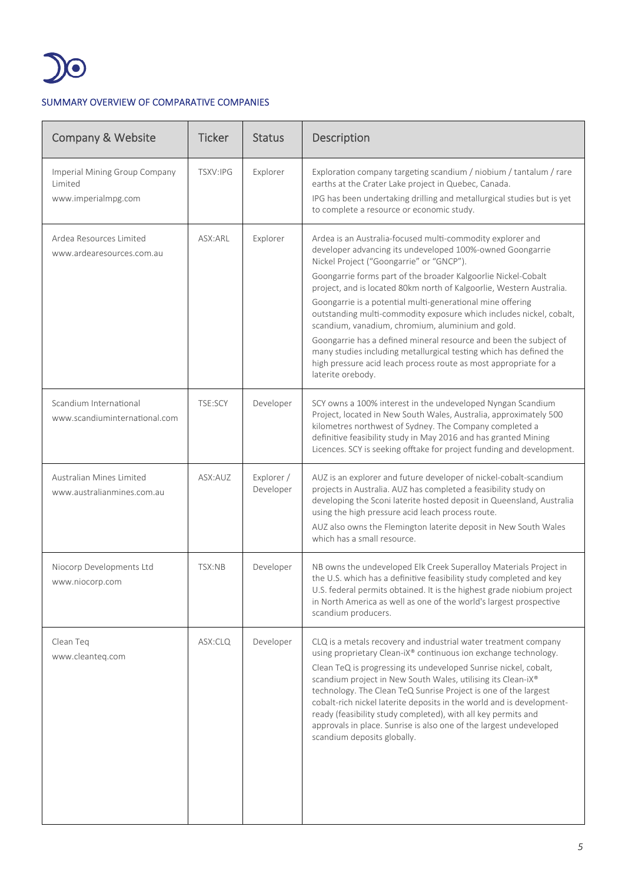## SUMMARY OVERVIEW OF COMPARATIVE COMPANIES

| Company & Website | Ticker | Status | Description |
|---|---|---|---|
| Imperial Mining Group Company Limited<br>www.imperialmpg.com | TSXV:IPG | Explorer | Exploration company targeting scandium / niobium / tantalum / rare earths at the Crater Lake project in Quebec, Canada.<br>IPG has been undertaking drilling and metallurgical studies but is yet to complete a resource or economic study. |
| Ardea Resources Limited<br>www.ardearesources.com.au | ASX:ARL | Explorer | Ardea is an Australia-focused multi-commodity explorer and developer advancing its undeveloped 100%-owned Goongarrie Nickel Project ("Goongarrie" or "GNCP").<br>Goongarrie forms part of the broader Kalgoorlie Nickel-Cobalt project, and is located 80km north of Kalgoorlie, Western Australia.<br>Goongarrie is a potential multi-generational mine offering outstanding multi-commodity exposure which includes nickel, cobalt, scandium, vanadium, chromium, aluminium and gold.<br>Goongarrie has a defined mineral resource and been the subject of many studies including metallurgical testing which has defined the high pressure acid leach process route as most appropriate for a laterite orebody. |
| Scandium International<br>www.scandiuminternational.com | TSE:SCY | Developer | SCY owns a 100% interest in the undeveloped Nyngan Scandium Project, located in New South Wales, Australia, approximately 500 kilometres northwest of Sydney. The Company completed a definitive feasibility study in May 2016 and has granted Mining Licences. SCY is seeking offtake for project funding and development. |
| Australian Mines Limited<br>www.australianmines.com.au | ASX:AUZ | Explorer / Developer | AUZ is an explorer and future developer of nickel-cobalt-scandium projects in Australia. AUZ has completed a feasibility study on developing the Sconi laterite hosted deposit in Queensland, Australia using the high pressure acid leach process route.<br>AUZ also owns the Flemington laterite deposit in New South Wales which has a small resource. |
| Niocorp Developments Ltd<br>www.niocorp.com | TSX:NB | Developer | NB owns the undeveloped Elk Creek Superalloy Materials Project in the U.S. which has a definitive feasibility study completed and key U.S. federal permits obtained. It is the highest grade niobium project in North America as well as one of the world's largest prospective scandium producers. |
| Clean Teq<br>www.cleanteq.com | ASX:CLQ | Developer | CLQ is a metals recovery and industrial water treatment company using proprietary Clean-iX® continuous ion exchange technology.<br>Clean TeQ is progressing its undeveloped Sunrise nickel, cobalt, scandium project in New South Wales, utilising its Clean-iX® technology. The Clean TeQ Sunrise Project is one of the largest cobalt-rich nickel laterite deposits in the world and is development-ready (feasibility study completed), with all key permits and approvals in place. Sunrise is also one of the largest undeveloped scandium deposits globally. |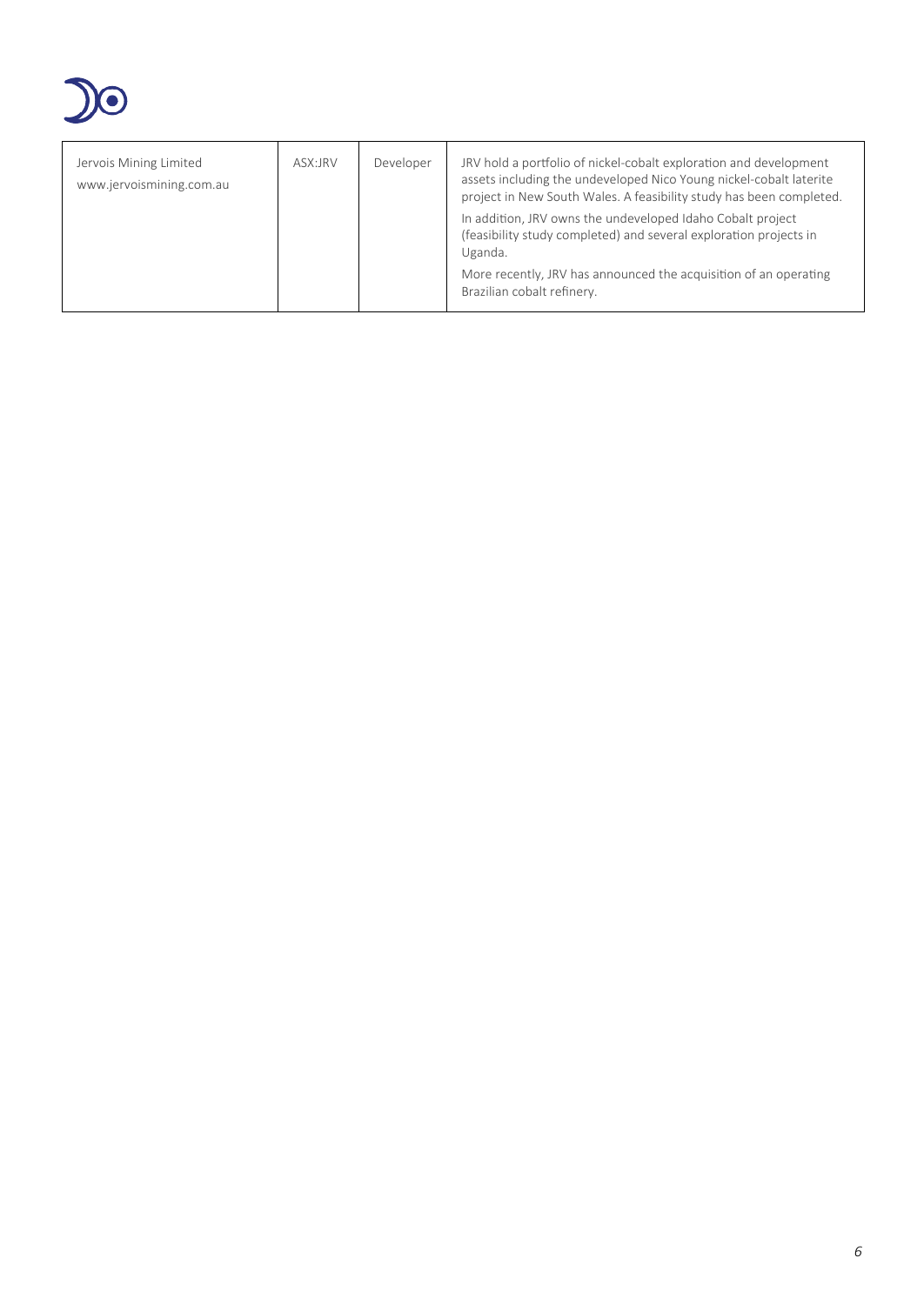| | | | |
|---|---|---|---|
| Jervois Mining Limited<br>www.jervoismining.com.au | ASX:JRV | Developer | JRV hold a portfolio of nickel-cobalt exploration and development assets including the undeveloped Nico Young nickel-cobalt laterite project in New South Wales. A feasibility study has been completed.<br>In addition, JRV owns the undeveloped Idaho Cobalt project (feasibility study completed) and several exploration projects in Uganda.<br>More recently, JRV has announced the acquisition of an operating Brazilian cobalt refinery. |